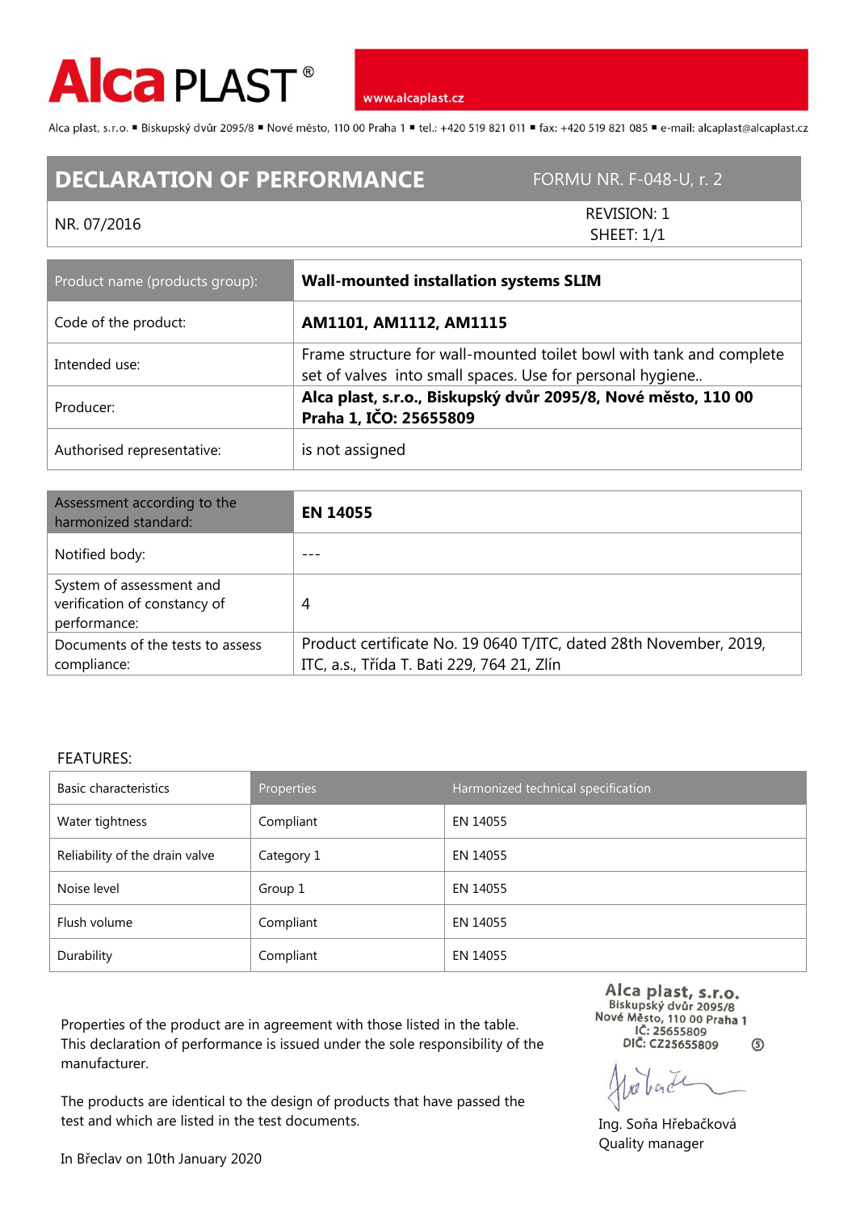**Alca PLAST®** www.alcaplast.cz

Alca plast, s.r.o. ▪ Biskupský dvůr 2095/8 ▪ Nové město, 110 00 Praha 1 ▪ tel.: +420 519 821 011 ▪ fax: +420 519 821 085 ▪ e-mail: alcaplast@alcaplast.cz

# DECLARATION OF PERFORMANCE

FORMU NR. F-048-U, r. 2

NR. 07/2016

REVISION: 1
SHEET: 1/1

| Product name (products group): | **Wall-mounted installation systems SLIM** |
|---|---|
| Code of the product: | **AM1101, AM1112, AM1115** |
| Intended use: | Frame structure for wall-mounted toilet bowl with tank and complete set of valves into small spaces. Use for personal hygiene.. |
| Producer: | **Alca plast, s.r.o., Biskupský dvůr 2095/8, Nové město, 110 00 Praha 1, IČO: 25655809** |
| Authorised representative: | is not assigned |

| Assessment according to the harmonized standard: | **EN 14055** |
|---|---|
| Notified body: | --- |
| System of assessment and verification of constancy of performance: | 4 |
| Documents of the tests to assess compliance: | Product certificate No. 19 0640 T/ITC, dated 28th November, 2019, ITC, a.s., Třída T. Bati 229, 764 21, Zlín |

FEATURES:

| Basic characteristics | Properties | Harmonized technical specification |
|---|---|---|
| Water tightness | Compliant | EN 14055 |
| Reliability of the drain valve | Category 1 | EN 14055 |
| Noise level | Group 1 | EN 14055 |
| Flush volume | Compliant | EN 14055 |
| Durability | Compliant | EN 14055 |

Properties of the product are in agreement with those listed in the table. This declaration of performance is issued under the sole responsibility of the manufacturer.

The products are identical to the design of products that have passed the test and which are listed in the test documents.

In Břeclav on 10th January 2020

Alca plast, s.r.o.
Biskupský dvůr 2095/8
Nové Město, 110 00 Praha 1
IČ: 25655809
DIČ: CZ25655809

Ing. Soňa Hřebačková
Quality manager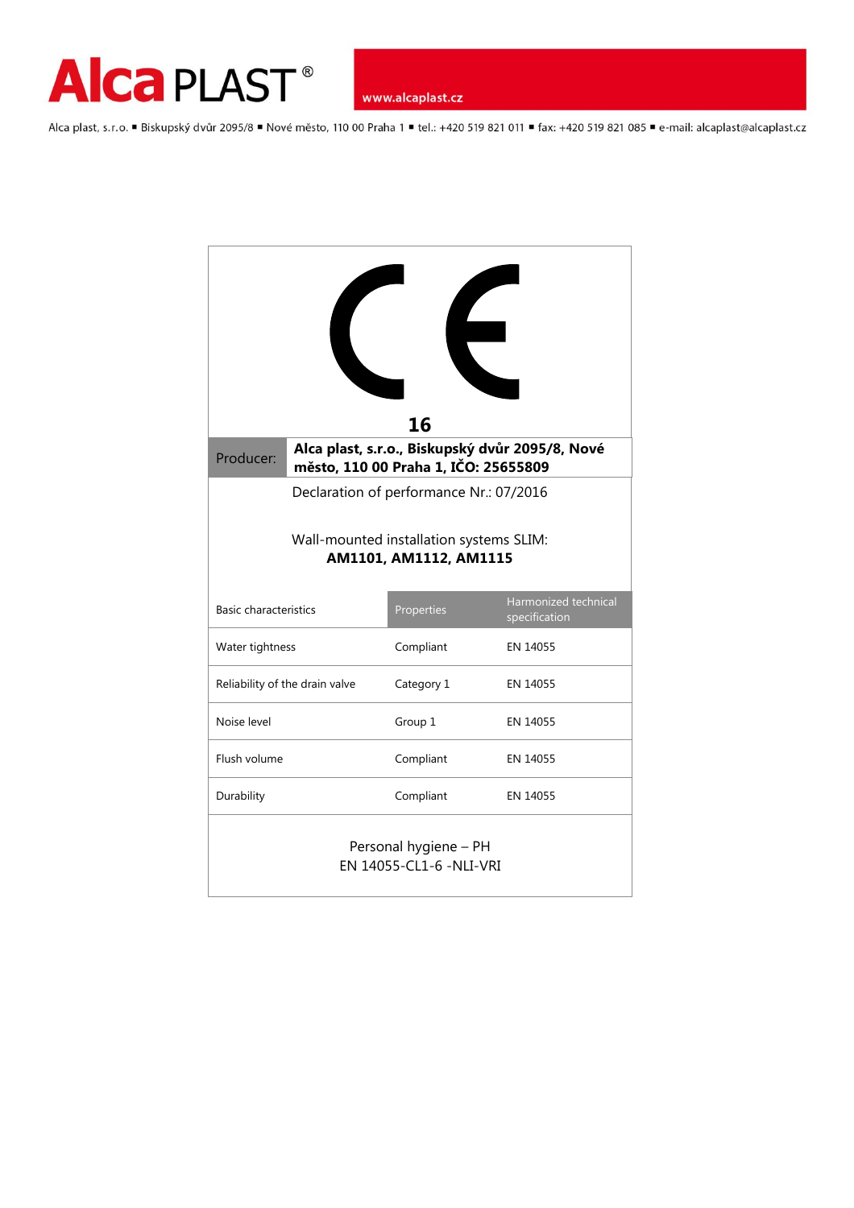**Alca PLAST** ®

www.alcaplast.cz

Alca plast, s.r.o. ▪ Biskupský dvůr 2095/8 ▪ Nové město, 110 00 Praha 1 ▪ tel.: +420 519 821 011 ▪ fax: +420 519 821 085 ▪ e-mail: alcaplast@alcaplast.cz

CE

**16**

| Producer: | **Alca plast, s.r.o., Biskupský dvůr 2095/8, Nové město, 110 00 Praha 1, IČO: 25655809** |
|---|---|

Declaration of performance Nr.: 07/2016

Wall-mounted installation systems SLIM:
**AM1101, AM1112, AM1115**

| Basic characteristics | Properties | Harmonized technical specification |
|---|---|---|
| Water tightness | Compliant | EN 14055 |
| Reliability of the drain valve | Category 1 | EN 14055 |
| Noise level | Group 1 | EN 14055 |
| Flush volume | Compliant | EN 14055 |
| Durability | Compliant | EN 14055 |

Personal hygiene – PH
EN 14055-CL1-6 -NLI-VRI